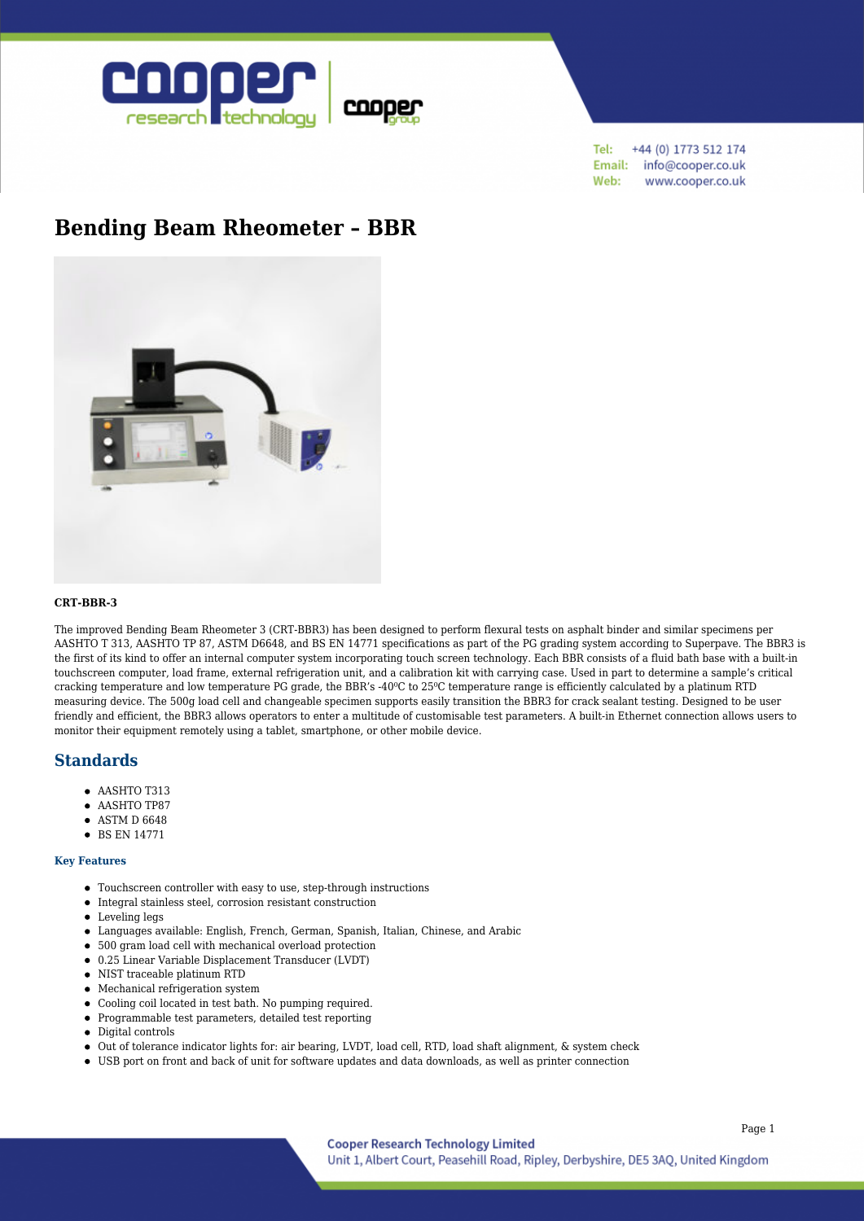# Bending Beam Rheometer – BBR

**CRT-BBR-3**

The improved Bending Beam Rheometer 3 (CRT-BBR3) has been designed to perform flexural tests on asphalt binder and similar specimens per AASHTO T 313, AASHTO TP 87, ASTM D6648, and BS EN 14771 specifications as part of the PG grading system according to Superpave. The BBR3 is the first of its kind to offer an internal computer system incorporating touch screen technology. Each BBR consists of a fluid bath base with a built-in touchscreen computer, load frame, external refrigeration unit, and a calibration kit with carrying case. Used in part to determine a sample's critical cracking temperature and low temperature PG grade, the BBR's -40ºC to 25ºC temperature range is efficiently calculated by a platinum RTD measuring device. The 500g load cell and changeable specimen supports easily transition the BBR3 for crack sealant testing. Designed to be user friendly and efficient, the BBR3 allows operators to enter a multitude of customisable test parameters. A built-in Ethernet connection allows users to monitor their equipment remotely using a tablet, smartphone, or other mobile device.

## Standards

- AASHTO T313
- AASHTO TP87
- ASTM D 6648
- BS EN 14771

### Key Features

- Touchscreen controller with easy to use, step-through instructions
- Integral stainless steel, corrosion resistant construction
- Leveling legs
- Languages available: English, French, German, Spanish, Italian, Chinese, and Arabic
- 500 gram load cell with mechanical overload protection
- 0.25 Linear Variable Displacement Transducer (LVDT)
- NIST traceable platinum RTD
- Mechanical refrigeration system
- Cooling coil located in test bath. No pumping required.
- Programmable test parameters, detailed test reporting
- Digital controls
- Out of tolerance indicator lights for: air bearing, LVDT, load cell, RTD, load shaft alignment, & system check
- USB port on front and back of unit for software updates and data downloads, as well as printer connection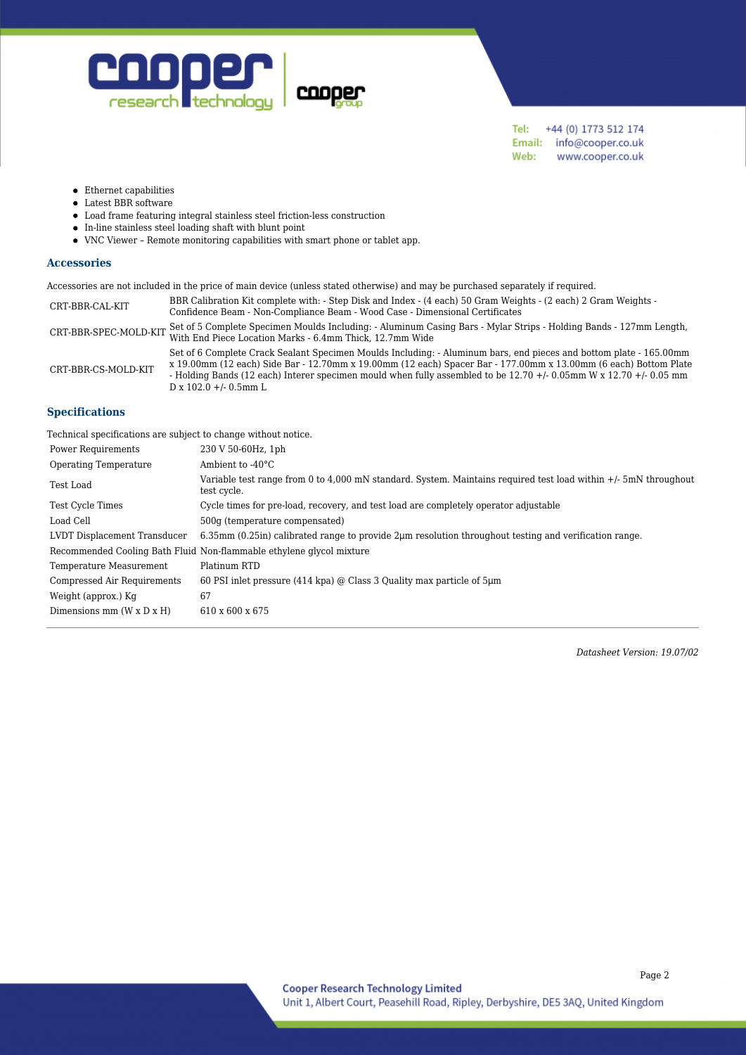- Ethernet capabilities
- Latest BBR software
- Load frame featuring integral stainless steel friction-less construction
- In-line stainless steel loading shaft with blunt point
- VNC Viewer – Remote monitoring capabilities with smart phone or tablet app.

## Accessories

Accessories are not included in the price of main device (unless stated otherwise) and may be purchased separately if required.

| | |
|---|---|
| CRT-BBR-CAL-KIT | BBR Calibration Kit complete with: - Step Disk and Index - (4 each) 50 Gram Weights - (2 each) 2 Gram Weights - Confidence Beam - Non-Compliance Beam - Wood Case - Dimensional Certificates |
| CRT-BBR-SPEC-MOLD-KIT | Set of 5 Complete Specimen Moulds Including: - Aluminum Casing Bars - Mylar Strips - Holding Bands - 127mm Length, With End Piece Location Marks - 6.4mm Thick, 12.7mm Wide |
| CRT-BBR-CS-MOLD-KIT | Set of 6 Complete Crack Sealant Specimen Moulds Including: - Aluminum bars, end pieces and bottom plate - 165.00mm x 19.00mm (12 each) Side Bar - 12.70mm x 19.00mm (12 each) Spacer Bar - 177.00mm x 13.00mm (6 each) Bottom Plate - Holding Bands (12 each) Interer specimen mould when fully assembled to be 12.70 +/- 0.05mm W x 12.70 +/- 0.05 mm D x 102.0 +/- 0.5mm L |

## Specifications

Technical specifications are subject to change without notice.

| | |
|---|---|
| Power Requirements | 230 V 50-60Hz, 1ph |
| Operating Temperature | Ambient to -40°C |
| Test Load | Variable test range from 0 to 4,000 mN standard. System. Maintains required test load within +/- 5mN throughout test cycle. |
| Test Cycle Times | Cycle times for pre-load, recovery, and test load are completely operator adjustable |
| Load Cell | 500g (temperature compensated) |
| LVDT Displacement Transducer | 6.35mm (0.25in) calibrated range to provide 2µm resolution throughout testing and verification range. |
| Recommended Cooling Bath Fluid | Non-flammable ethylene glycol mixture |
| Temperature Measurement | Platinum RTD |
| Compressed Air Requirements | 60 PSI inlet pressure (414 kpa) @ Class 3 Quality max particle of 5µm |
| Weight (approx.) Kg | 67 |
| Dimensions mm (W x D x H) | 610 x 600 x 675 |

*Datasheet Version: 19.07/02*